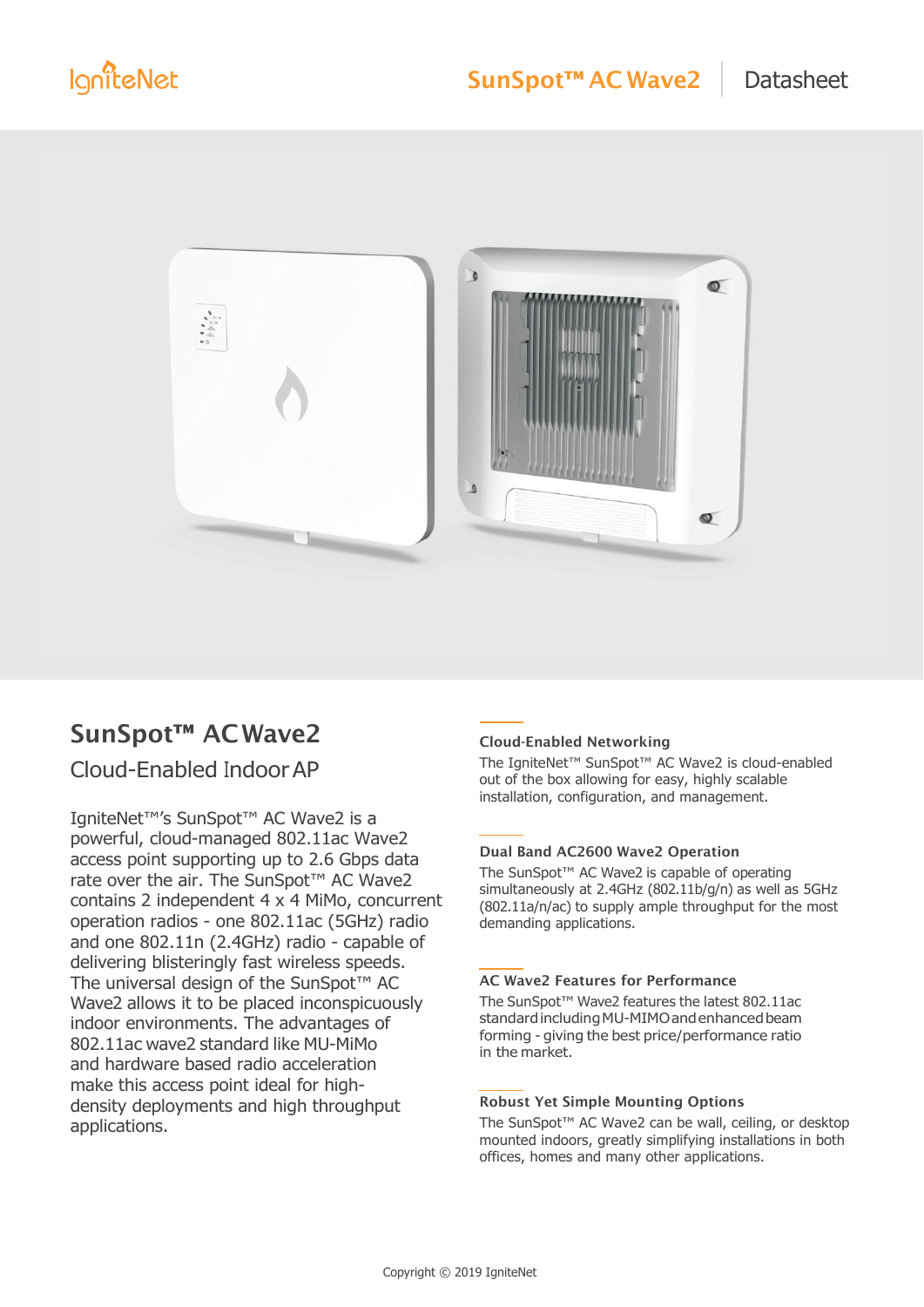# SunSpot™ AC Wave2

## Cloud-Enabled Indoor AP

IgniteNet™'s SunSpot™ AC Wave2 is a powerful, cloud-managed 802.11ac Wave2 access point supporting up to 2.6 Gbps data rate over the air. The SunSpot™ AC Wave2 contains 2 independent 4 x 4 MiMo, concurrent operation radios - one 802.11ac (5GHz) radio and one 802.11n (2.4GHz) radio - capable of delivering blisteringly fast wireless speeds. The universal design of the SunSpot™ AC Wave2 allows it to be placed inconspicuously indoor environments. The advantages of 802.11ac wave2 standard like MU-MiMo and hardware based radio acceleration make this access point ideal for high-density deployments and high throughput applications.

### Cloud-Enabled Networking

The IgniteNet™ SunSpot™ AC Wave2 is cloud-enabled out of the box allowing for easy, highly scalable installation, configuration, and management.

### Dual Band AC2600 Wave2 Operation

The SunSpot™ AC Wave2 is capable of operating simultaneously at 2.4GHz (802.11b/g/n) as well as 5GHz (802.11a/n/ac) to supply ample throughput for the most demanding applications.

### AC Wave2 Features for Performance

The SunSpot™ Wave2 features the latest 802.11ac standard including MU-MIMO and enhanced beam forming - giving the best price/performance ratio in the market.

### Robust Yet Simple Mounting Options

The SunSpot™ AC Wave2 can be wall, ceiling, or desktop mounted indoors, greatly simplifying installations in both offices, homes and many other applications.

Copyright © 2019 IgniteNet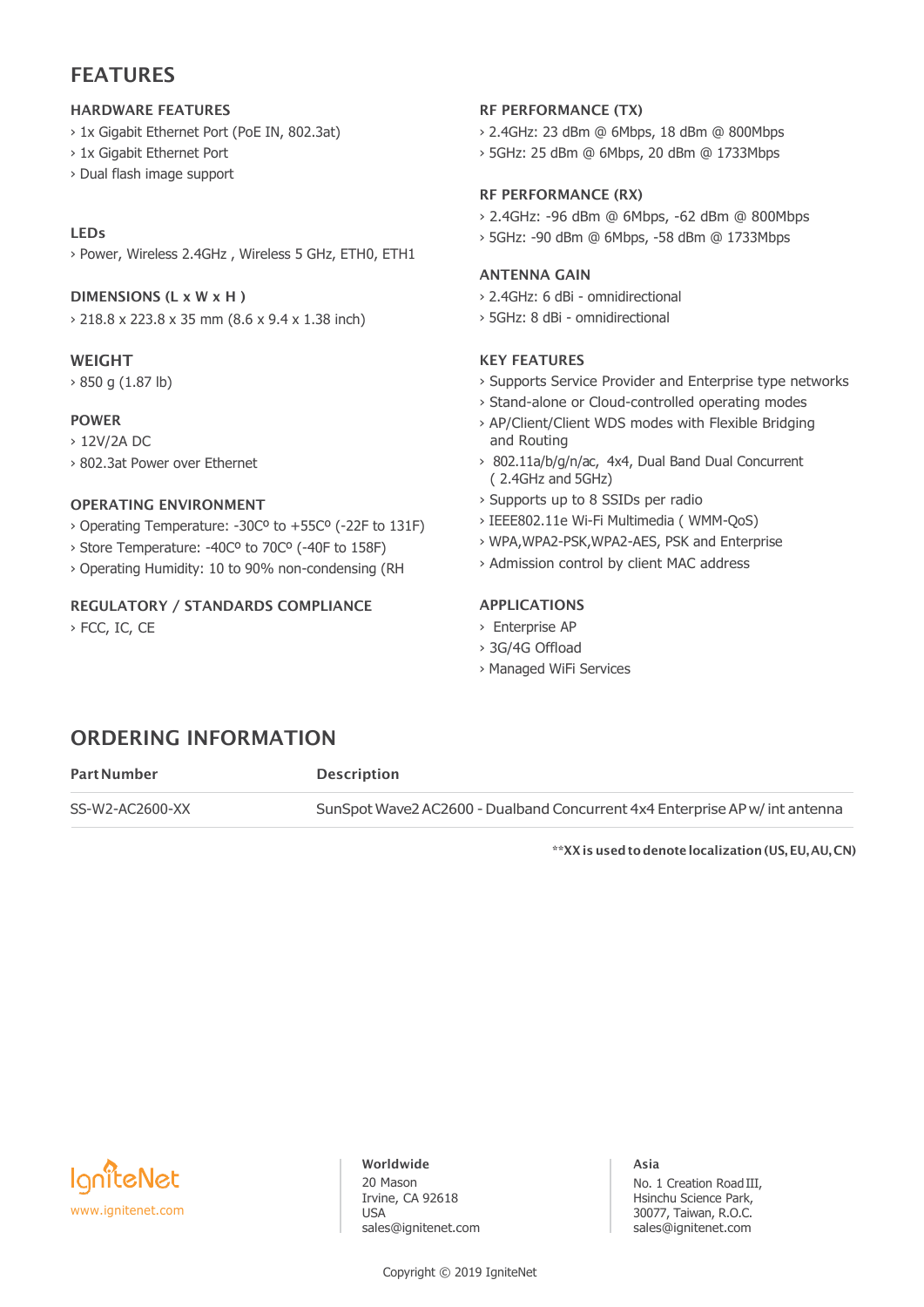## FEATURES

### HARDWARE FEATURES

› 1x Gigabit Ethernet Port (PoE IN, 802.3at)
› 1x Gigabit Ethernet Port
› Dual flash image support

### LEDs

› Power, Wireless 2.4GHz , Wireless 5 GHz, ETH0, ETH1

### DIMENSIONS (L x W x H )

› 218.8 x 223.8 x 35 mm (8.6 x 9.4 x 1.38 inch)

### WEIGHT

› 850 g (1.87 lb)

### POWER

› 12V/2A DC
› 802.3at Power over Ethernet

### OPERATING ENVIRONMENT

› Operating Temperature: -30Cº to +55Cº (-22F to 131F)
› Store Temperature: -40Cº to 70Cº (-40F to 158F)
› Operating Humidity: 10 to 90% non-condensing (RH

### REGULATORY / STANDARDS COMPLIANCE

› FCC, IC, CE

### RF PERFORMANCE (TX)

› 2.4GHz: 23 dBm @ 6Mbps, 18 dBm @ 800Mbps
› 5GHz: 25 dBm @ 6Mbps, 20 dBm @ 1733Mbps

### RF PERFORMANCE (RX)

› 2.4GHz: -96 dBm @ 6Mbps, -62 dBm @ 800Mbps
› 5GHz: -90 dBm @ 6Mbps, -58 dBm @ 1733Mbps

### ANTENNA GAIN

› 2.4GHz: 6 dBi - omnidirectional
› 5GHz: 8 dBi - omnidirectional

### KEY FEATURES

› Supports Service Provider and Enterprise type networks
› Stand-alone or Cloud-controlled operating modes
› AP/Client/Client WDS modes with Flexible Bridging and Routing
› 802.11a/b/g/n/ac, 4x4, Dual Band Dual Concurrent ( 2.4GHz and 5GHz)
› Supports up to 8 SSIDs per radio
› IEEE802.11e Wi-Fi Multimedia ( WMM-QoS)
› WPA,WPA2-PSK,WPA2-AES, PSK and Enterprise
› Admission control by client MAC address

### APPLICATIONS

› Enterprise AP
› 3G/4G Offload
› Managed WiFi Services

## ORDERING INFORMATION

| Part Number | Description |
|---|---|
| SS-W2-AC2600-XX | SunSpot Wave2 AC2600 - Dualband Concurrent 4x4 Enterprise AP w/ int antenna |

**\*\*XX is used to denote localization (US, EU, AU, CN)**

IgniteNet
www.ignitenet.com

**Worldwide**
20 Mason
Irvine, CA 92618
USA
sales@ignitenet.com

**Asia**
No. 1 Creation Road III,
Hsinchu Science Park,
30077, Taiwan, R.O.C.
sales@ignitenet.com

Copyright © 2019 IgniteNet